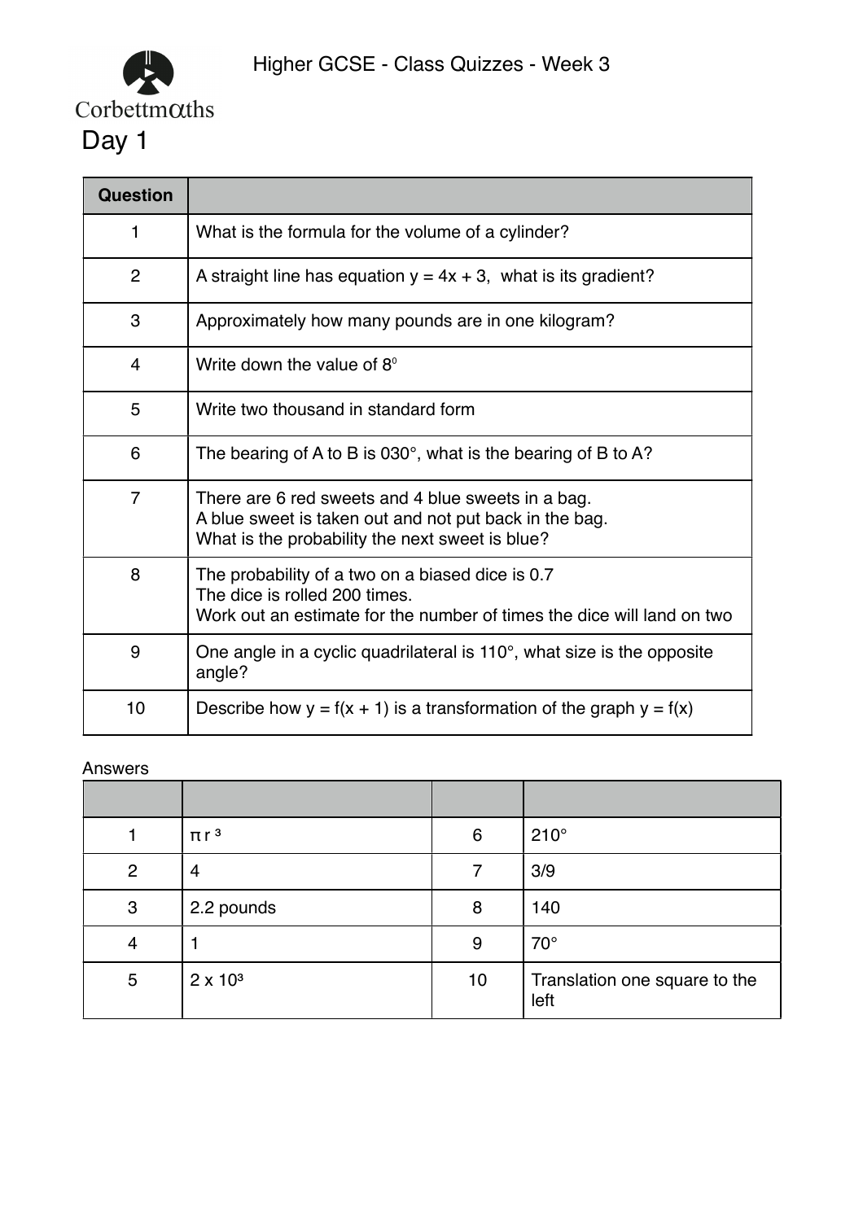Higher GCSE - Class Quizzes - Week 3

Corbettmaths

# Day 1

| Question | |
|---|---|
| 1 | What is the formula for the volume of a cylinder? |
| 2 | A straight line has equation $y = 4x + 3$, what is its gradient? |
| 3 | Approximately how many pounds are in one kilogram? |
| 4 | Write down the value of $8^0$ |
| 5 | Write two thousand in standard form |
| 6 | The bearing of A to B is 030°, what is the bearing of B to A? |
| 7 | There are 6 red sweets and 4 blue sweets in a bag.<br>A blue sweet is taken out and not put back in the bag.<br>What is the probability the next sweet is blue? |
| 8 | The probability of a two on a biased dice is 0.7<br>The dice is rolled 200 times.<br>Work out an estimate for the number of times the dice will land on two |
| 9 | One angle in a cyclic quadrilateral is 110°, what size is the opposite angle? |
| 10 | Describe how $y = f(x + 1)$ is a transformation of the graph $y = f(x)$ |

Answers

| | | | |
|---|---|---|---|
| 1 | $\pi r^3$ | 6 | 210° |
| 2 | 4 | 7 | 3/9 |
| 3 | 2.2 pounds | 8 | 140 |
| 4 | 1 | 9 | 70° |
| 5 | $2 \times 10^3$ | 10 | Translation one square to the left |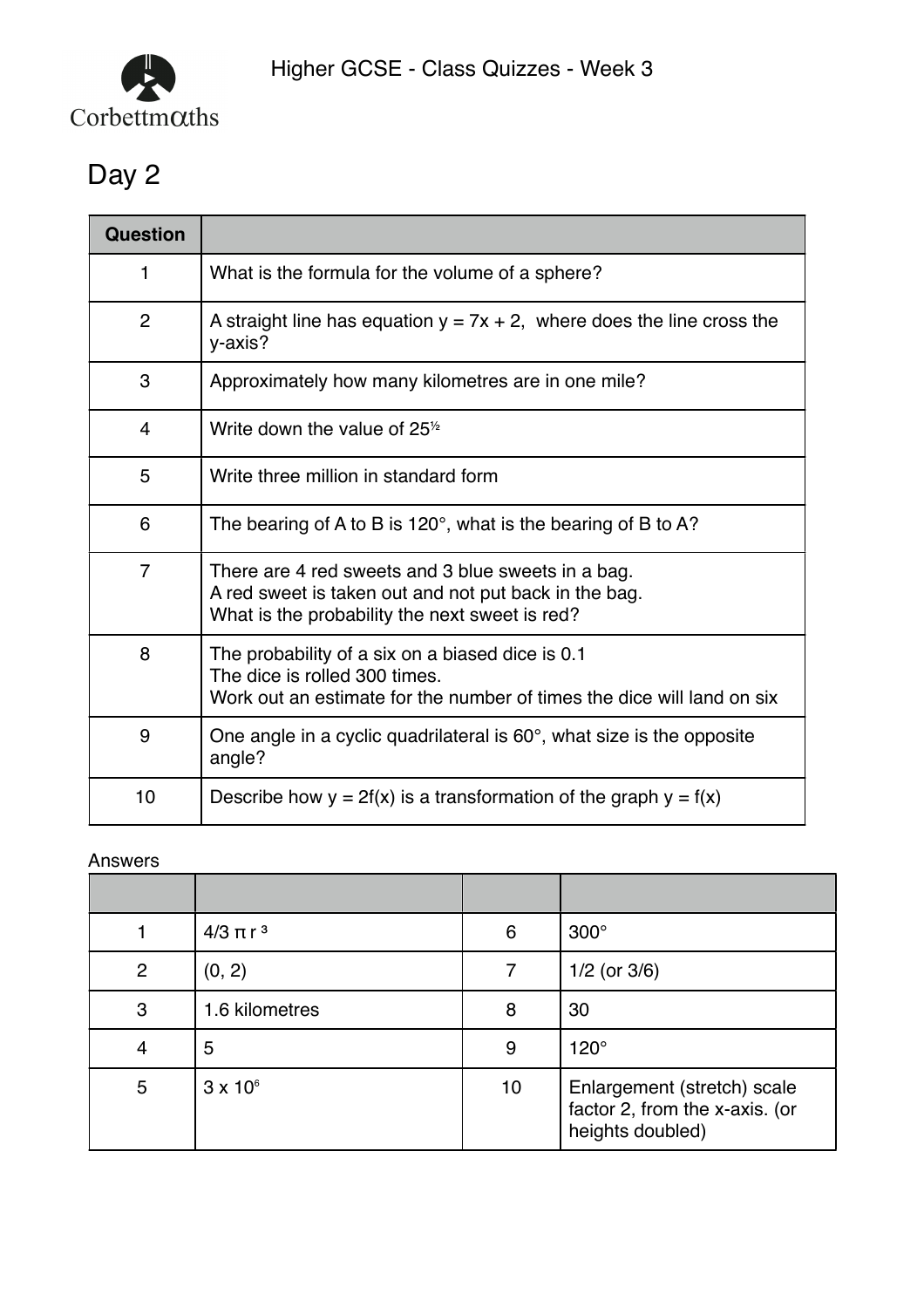Higher GCSE - Class Quizzes - Week 3

# Day 2

| Question | |
|---|---|
| 1 | What is the formula for the volume of a sphere? |
| 2 | A straight line has equation $y = 7x + 2$, where does the line cross the y-axis? |
| 3 | Approximately how many kilometres are in one mile? |
| 4 | Write down the value of $25^{\frac{1}{2}}$ |
| 5 | Write three million in standard form |
| 6 | The bearing of A to B is 120°, what is the bearing of B to A? |
| 7 | There are 4 red sweets and 3 blue sweets in a bag.<br>A red sweet is taken out and not put back in the bag.<br>What is the probability the next sweet is red? |
| 8 | The probability of a six on a biased dice is 0.1<br>The dice is rolled 300 times.<br>Work out an estimate for the number of times the dice will land on six |
| 9 | One angle in a cyclic quadrilateral is 60°, what size is the opposite angle? |
| 10 | Describe how $y = 2f(x)$ is a transformation of the graph $y = f(x)$ |

Answers

| | | | |
|---|---|---|---|
| 1 | $4/3 \pi r^3$ | 6 | 300° |
| 2 | (0, 2) | 7 | 1/2 (or 3/6) |
| 3 | 1.6 kilometres | 8 | 30 |
| 4 | 5 | 9 | 120° |
| 5 | $3 \times 10^6$ | 10 | Enlargement (stretch) scale factor 2, from the x-axis. (or heights doubled) |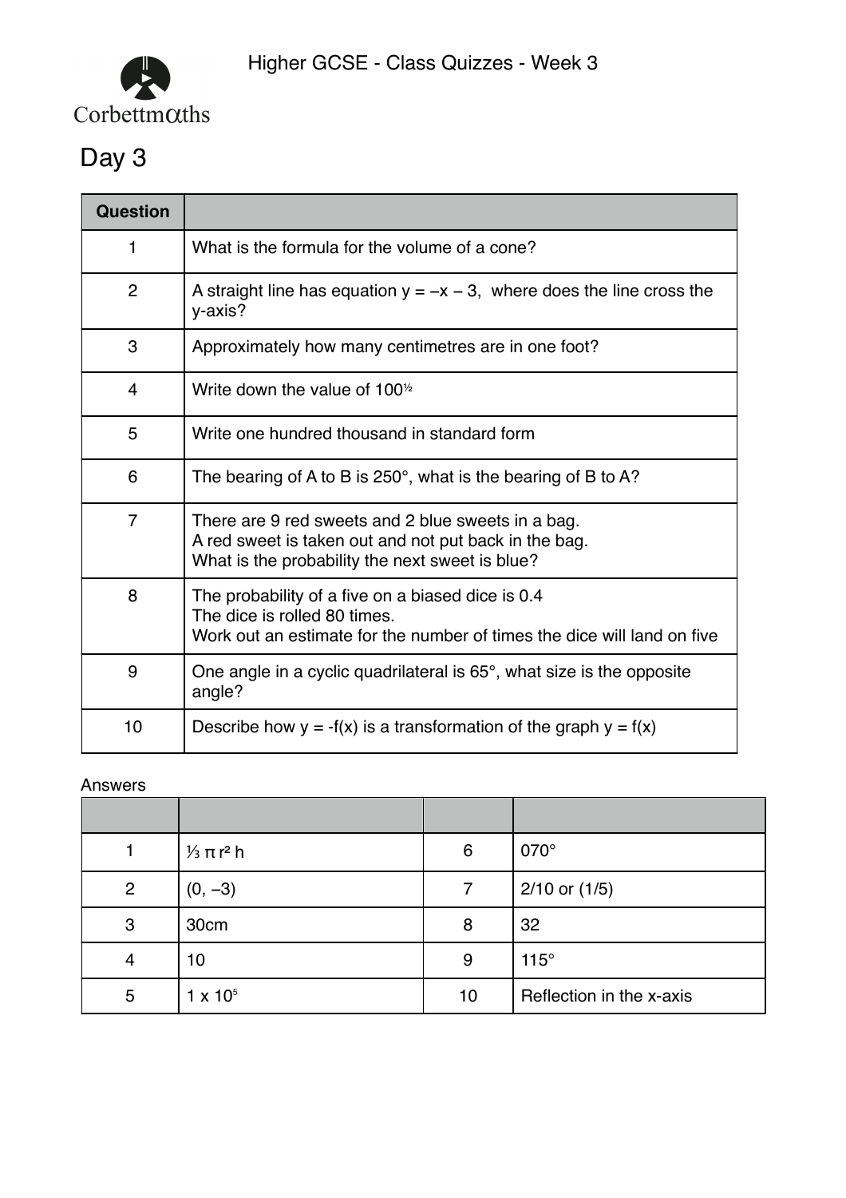Higher GCSE - Class Quizzes - Week 3

# Day 3

| Question | |
|---|---|
| 1 | What is the formula for the volume of a cone? |
| 2 | A straight line has equation $y = -x - 3$, where does the line cross the y-axis? |
| 3 | Approximately how many centimetres are in one foot? |
| 4 | Write down the value of $100^{\frac{1}{2}}$ |
| 5 | Write one hundred thousand in standard form |
| 6 | The bearing of A to B is 250°, what is the bearing of B to A? |
| 7 | There are 9 red sweets and 2 blue sweets in a bag.<br>A red sweet is taken out and not put back in the bag.<br>What is the probability the next sweet is blue? |
| 8 | The probability of a five on a biased dice is 0.4<br>The dice is rolled 80 times.<br>Work out an estimate for the number of times the dice will land on five |
| 9 | One angle in a cyclic quadrilateral is 65°, what size is the opposite angle? |
| 10 | Describe how $y = -f(x)$ is a transformation of the graph $y = f(x)$ |

Answers

| | | | |
|---|---|---|---|
| 1 | $\frac{1}{3} \pi r^2 h$ | 6 | 070° |
| 2 | $(0, -3)$ | 7 | 2/10 or (1/5) |
| 3 | 30cm | 8 | 32 |
| 4 | 10 | 9 | 115° |
| 5 | $1 \times 10^5$ | 10 | Reflection in the x-axis |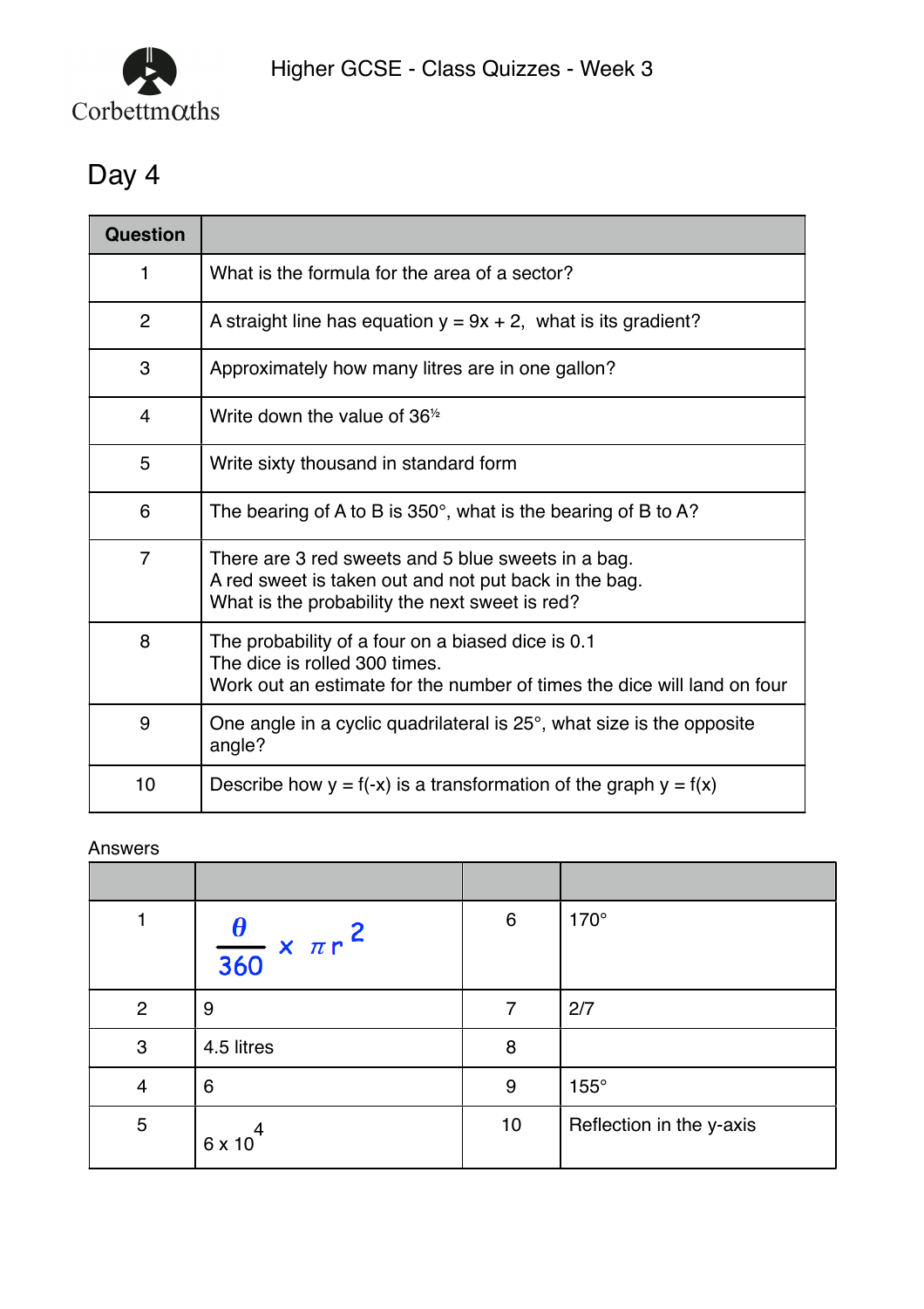Corbettmaths

Higher GCSE - Class Quizzes - Week 3

## Day 4

| Question | |
|---|---|
| 1 | What is the formula for the area of a sector? |
| 2 | A straight line has equation y = 9x + 2, what is its gradient? |
| 3 | Approximately how many litres are in one gallon? |
| 4 | Write down the value of $36^{½}$ |
| 5 | Write sixty thousand in standard form |
| 6 | The bearing of A to B is 350°, what is the bearing of B to A? |
| 7 | There are 3 red sweets and 5 blue sweets in a bag.<br>A red sweet is taken out and not put back in the bag.<br>What is the probability the next sweet is red? |
| 8 | The probability of a four on a biased dice is 0.1<br>The dice is rolled 300 times.<br>Work out an estimate for the number of times the dice will land on four |
| 9 | One angle in a cyclic quadrilateral is 25°, what size is the opposite angle? |
| 10 | Describe how y = f(-x) is a transformation of the graph y = f(x) |

Answers

| | | | |
|---|---|---|---|
| 1 | $\frac{\theta}{360} \times \pi r^2$ | 6 | 170° |
| 2 | 9 | 7 | 2/7 |
| 3 | 4.5 litres | 8 | |
| 4 | 6 | 9 | 155° |
| 5 | $6 \times 10^4$ | 10 | Reflection in the y-axis |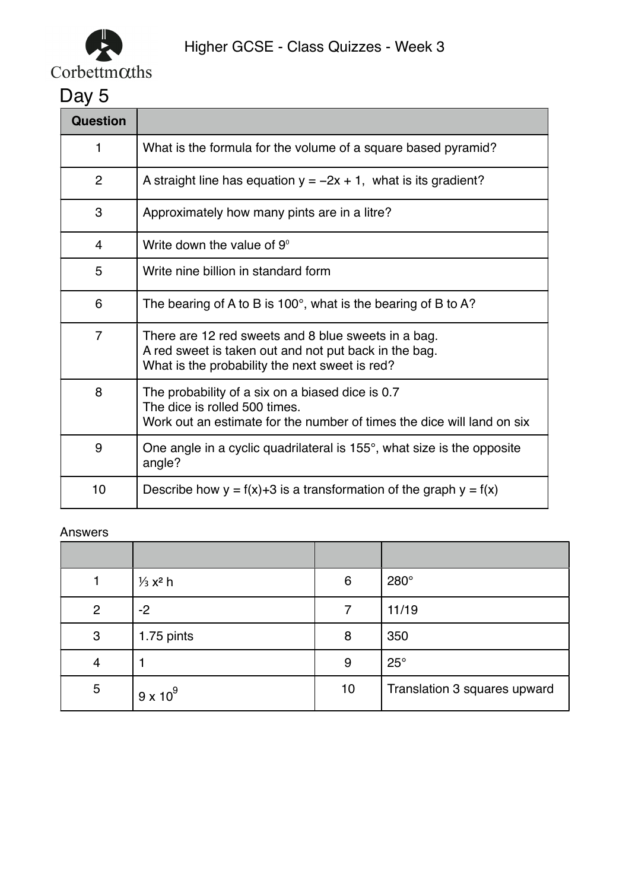Higher GCSE - Class Quizzes - Week 3

# Day 5

| Question | |
|---|---|
| 1 | What is the formula for the volume of a square based pyramid? |
| 2 | A straight line has equation $y = -2x + 1$, what is its gradient? |
| 3 | Approximately how many pints are in a litre? |
| 4 | Write down the value of $9^0$ |
| 5 | Write nine billion in standard form |
| 6 | The bearing of A to B is 100°, what is the bearing of B to A? |
| 7 | There are 12 red sweets and 8 blue sweets in a bag.<br>A red sweet is taken out and not put back in the bag.<br>What is the probability the next sweet is red? |
| 8 | The probability of a six on a biased dice is 0.7<br>The dice is rolled 500 times.<br>Work out an estimate for the number of times the dice will land on six |
| 9 | One angle in a cyclic quadrilateral is 155°, what size is the opposite angle? |
| 10 | Describe how $y = f(x)+3$ is a transformation of the graph $y = f(x)$ |

Answers

| | | | |
|---|---|---|---|
| 1 | $\frac{1}{3} x^2 h$ | 6 | 280° |
| 2 | -2 | 7 | 11/19 |
| 3 | 1.75 pints | 8 | 350 |
| 4 | 1 | 9 | 25° |
| 5 | $9 \times 10^9$ | 10 | Translation 3 squares upward |